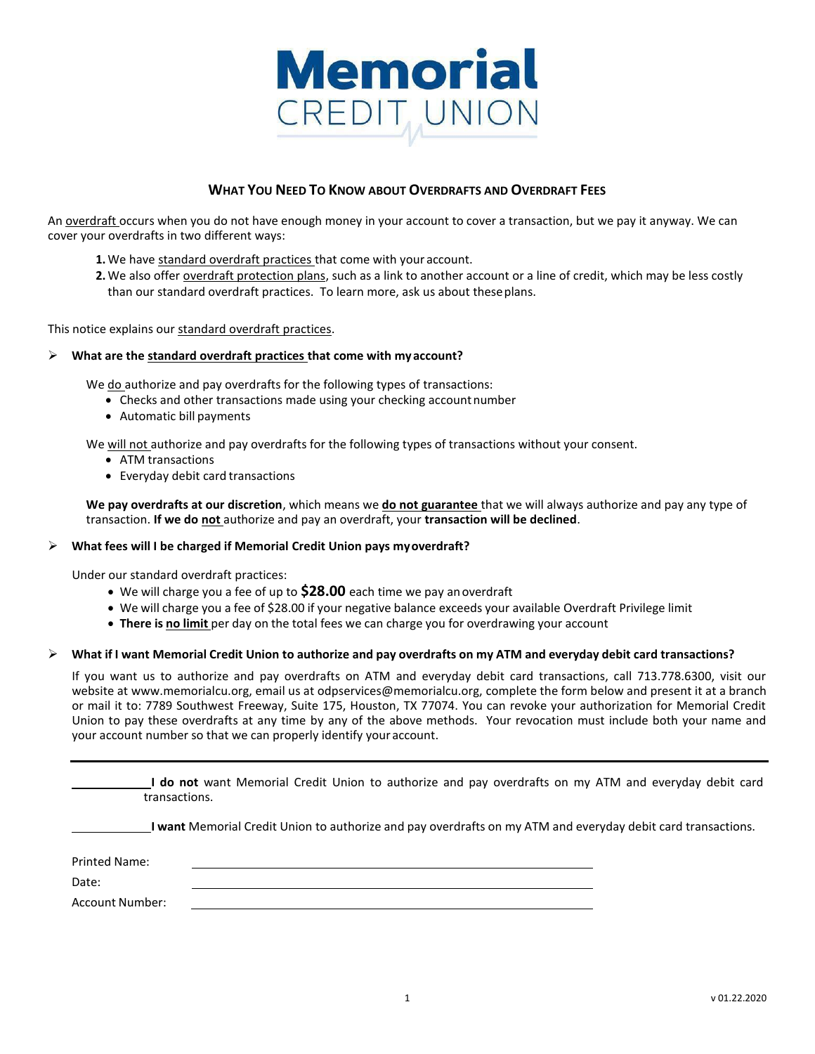# Memorial CREDIT UNION

## WHAT YOU NEED TO KNOW ABOUT OVERDRAFTS AND OVERDRAFT FEES

An overdraft occurs when you do not have enough money in your account to cover a transaction, but we pay it anyway. We can cover your overdrafts in two different ways:

1. We have standard overdraft practices that come with your account.
2. We also offer overdraft protection plans, such as a link to another account or a line of credit, which may be less costly than our standard overdraft practices. To learn more, ask us about these plans.

This notice explains our standard overdraft practices.

- **What are the standard overdraft practices that come with my account?**

  We do authorize and pay overdrafts for the following types of transactions:
  - Checks and other transactions made using your checking account number
  - Automatic bill payments

  We will not authorize and pay overdrafts for the following types of transactions without your consent.
  - ATM transactions
  - Everyday debit card transactions

  **We pay overdrafts at our discretion**, which means we **do not guarantee** that we will always authorize and pay any type of transaction. **If we do not** authorize and pay an overdraft, your **transaction will be declined**.

- **What fees will I be charged if Memorial Credit Union pays my overdraft?**

  Under our standard overdraft practices:
  - We will charge you a fee of up to **$28.00** each time we pay an overdraft
  - We will charge you a fee of $28.00 if your negative balance exceeds your available Overdraft Privilege limit
  - **There is no limit** per day on the total fees we can charge you for overdrawing your account

- **What if I want Memorial Credit Union to authorize and pay overdrafts on my ATM and everyday debit card transactions?**

  If you want us to authorize and pay overdrafts on ATM and everyday debit card transactions, call 713.778.6300, visit our website at www.memorialcu.org, email us at odpservices@memorialcu.org, complete the form below and present it at a branch or mail it to: 7789 Southwest Freeway, Suite 175, Houston, TX 77074. You can revoke your authorization for Memorial Credit Union to pay these overdrafts at any time by any of the above methods. Your revocation must include both your name and your account number so that we can properly identify your account.

---

\_\_\_\_\_\_\_\_\_\_\_\_ **I do not** want Memorial Credit Union to authorize and pay overdrafts on my ATM and everyday debit card transactions.

\_\_\_\_\_\_\_\_\_\_\_\_ **I want** Memorial Credit Union to authorize and pay overdrafts on my ATM and everyday debit card transactions.

Printed Name: \_\_\_\_\_\_\_\_\_\_\_\_\_\_\_\_\_\_\_\_\_\_\_\_\_\_\_\_\_\_\_\_

Date: \_\_\_\_\_\_\_\_\_\_\_\_\_\_\_\_\_\_\_\_\_\_\_\_\_\_\_\_\_\_\_\_

Account Number: \_\_\_\_\_\_\_\_\_\_\_\_\_\_\_\_\_\_\_\_\_\_\_\_\_\_\_\_\_\_\_\_

v 01.22.2020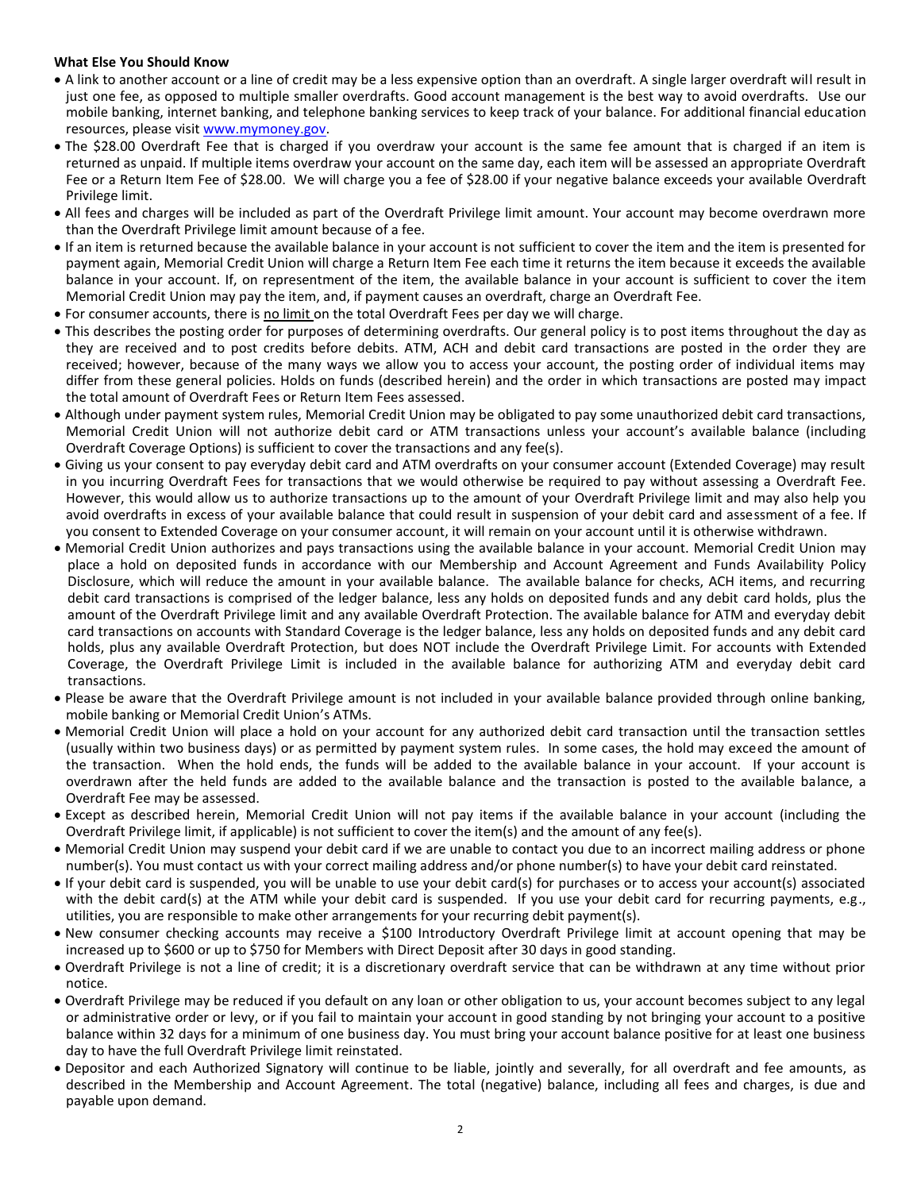**What Else You Should Know**

- A link to another account or a line of credit may be a less expensive option than an overdraft. A single larger overdraft will result in just one fee, as opposed to multiple smaller overdrafts. Good account management is the best way to avoid overdrafts. Use our mobile banking, internet banking, and telephone banking services to keep track of your balance. For additional financial education resources, please visit www.mymoney.gov.
- The $28.00 Overdraft Fee that is charged if you overdraw your account is the same fee amount that is charged if an item is returned as unpaid. If multiple items overdraw your account on the same day, each item will be assessed an appropriate Overdraft Fee or a Return Item Fee of $28.00. We will charge you a fee of $28.00 if your negative balance exceeds your available Overdraft Privilege limit.
- All fees and charges will be included as part of the Overdraft Privilege limit amount. Your account may become overdrawn more than the Overdraft Privilege limit amount because of a fee.
- If an item is returned because the available balance in your account is not sufficient to cover the item and the item is presented for payment again, Memorial Credit Union will charge a Return Item Fee each time it returns the item because it exceeds the available balance in your account. If, on representment of the item, the available balance in your account is sufficient to cover the item Memorial Credit Union may pay the item, and, if payment causes an overdraft, charge an Overdraft Fee.
- For consumer accounts, there is no limit on the total Overdraft Fees per day we will charge.
- This describes the posting order for purposes of determining overdrafts. Our general policy is to post items throughout the day as they are received and to post credits before debits. ATM, ACH and debit card transactions are posted in the order they are received; however, because of the many ways we allow you to access your account, the posting order of individual items may differ from these general policies. Holds on funds (described herein) and the order in which transactions are posted may impact the total amount of Overdraft Fees or Return Item Fees assessed.
- Although under payment system rules, Memorial Credit Union may be obligated to pay some unauthorized debit card transactions, Memorial Credit Union will not authorize debit card or ATM transactions unless your account's available balance (including Overdraft Coverage Options) is sufficient to cover the transactions and any fee(s).
- Giving us your consent to pay everyday debit card and ATM overdrafts on your consumer account (Extended Coverage) may result in you incurring Overdraft Fees for transactions that we would otherwise be required to pay without assessing a Overdraft Fee. However, this would allow us to authorize transactions up to the amount of your Overdraft Privilege limit and may also help you avoid overdrafts in excess of your available balance that could result in suspension of your debit card and assessment of a fee. If you consent to Extended Coverage on your consumer account, it will remain on your account until it is otherwise withdrawn.
- Memorial Credit Union authorizes and pays transactions using the available balance in your account. Memorial Credit Union may place a hold on deposited funds in accordance with our Membership and Account Agreement and Funds Availability Policy Disclosure, which will reduce the amount in your available balance. The available balance for checks, ACH items, and recurring debit card transactions is comprised of the ledger balance, less any holds on deposited funds and any debit card holds, plus the amount of the Overdraft Privilege limit and any available Overdraft Protection. The available balance for ATM and everyday debit card transactions on accounts with Standard Coverage is the ledger balance, less any holds on deposited funds and any debit card holds, plus any available Overdraft Protection, but does NOT include the Overdraft Privilege Limit. For accounts with Extended Coverage, the Overdraft Privilege Limit is included in the available balance for authorizing ATM and everyday debit card transactions.
- Please be aware that the Overdraft Privilege amount is not included in your available balance provided through online banking, mobile banking or Memorial Credit Union's ATMs.
- Memorial Credit Union will place a hold on your account for any authorized debit card transaction until the transaction settles (usually within two business days) or as permitted by payment system rules. In some cases, the hold may exceed the amount of the transaction. When the hold ends, the funds will be added to the available balance in your account. If your account is overdrawn after the held funds are added to the available balance and the transaction is posted to the available balance, a Overdraft Fee may be assessed.
- Except as described herein, Memorial Credit Union will not pay items if the available balance in your account (including the Overdraft Privilege limit, if applicable) is not sufficient to cover the item(s) and the amount of any fee(s).
- Memorial Credit Union may suspend your debit card if we are unable to contact you due to an incorrect mailing address or phone number(s). You must contact us with your correct mailing address and/or phone number(s) to have your debit card reinstated.
- If your debit card is suspended, you will be unable to use your debit card(s) for purchases or to access your account(s) associated with the debit card(s) at the ATM while your debit card is suspended. If you use your debit card for recurring payments, e.g., utilities, you are responsible to make other arrangements for your recurring debit payment(s).
- New consumer checking accounts may receive a $100 Introductory Overdraft Privilege limit at account opening that may be increased up to $600 or up to $750 for Members with Direct Deposit after 30 days in good standing.
- Overdraft Privilege is not a line of credit; it is a discretionary overdraft service that can be withdrawn at any time without prior notice.
- Overdraft Privilege may be reduced if you default on any loan or other obligation to us, your account becomes subject to any legal or administrative order or levy, or if you fail to maintain your account in good standing by not bringing your account to a positive balance within 32 days for a minimum of one business day. You must bring your account balance positive for at least one business day to have the full Overdraft Privilege limit reinstated.
- Depositor and each Authorized Signatory will continue to be liable, jointly and severally, for all overdraft and fee amounts, as described in the Membership and Account Agreement. The total (negative) balance, including all fees and charges, is due and payable upon demand.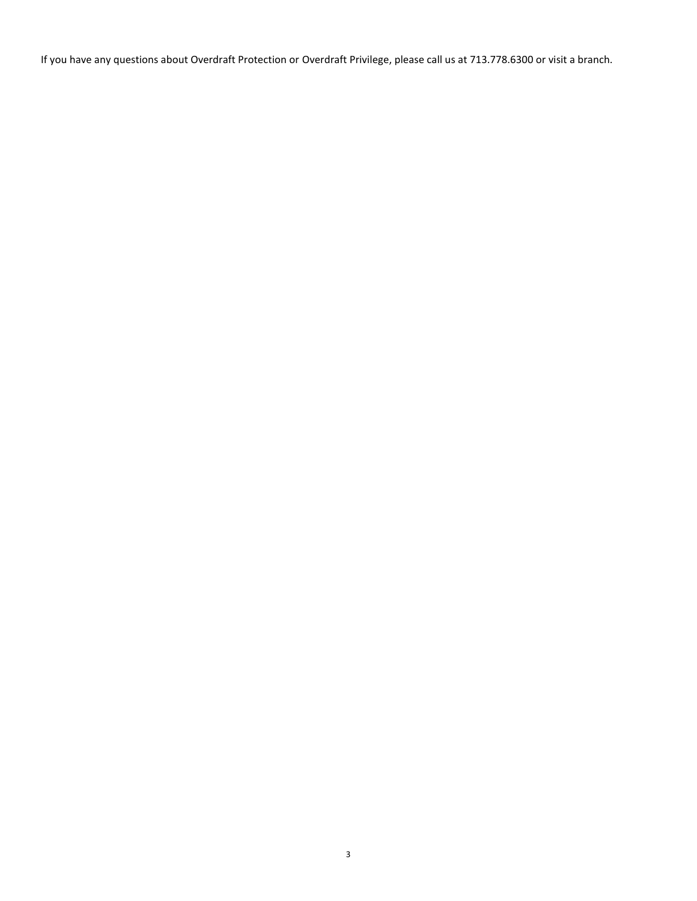If you have any questions about Overdraft Protection or Overdraft Privilege, please call us at 713.778.6300 or visit a branch.